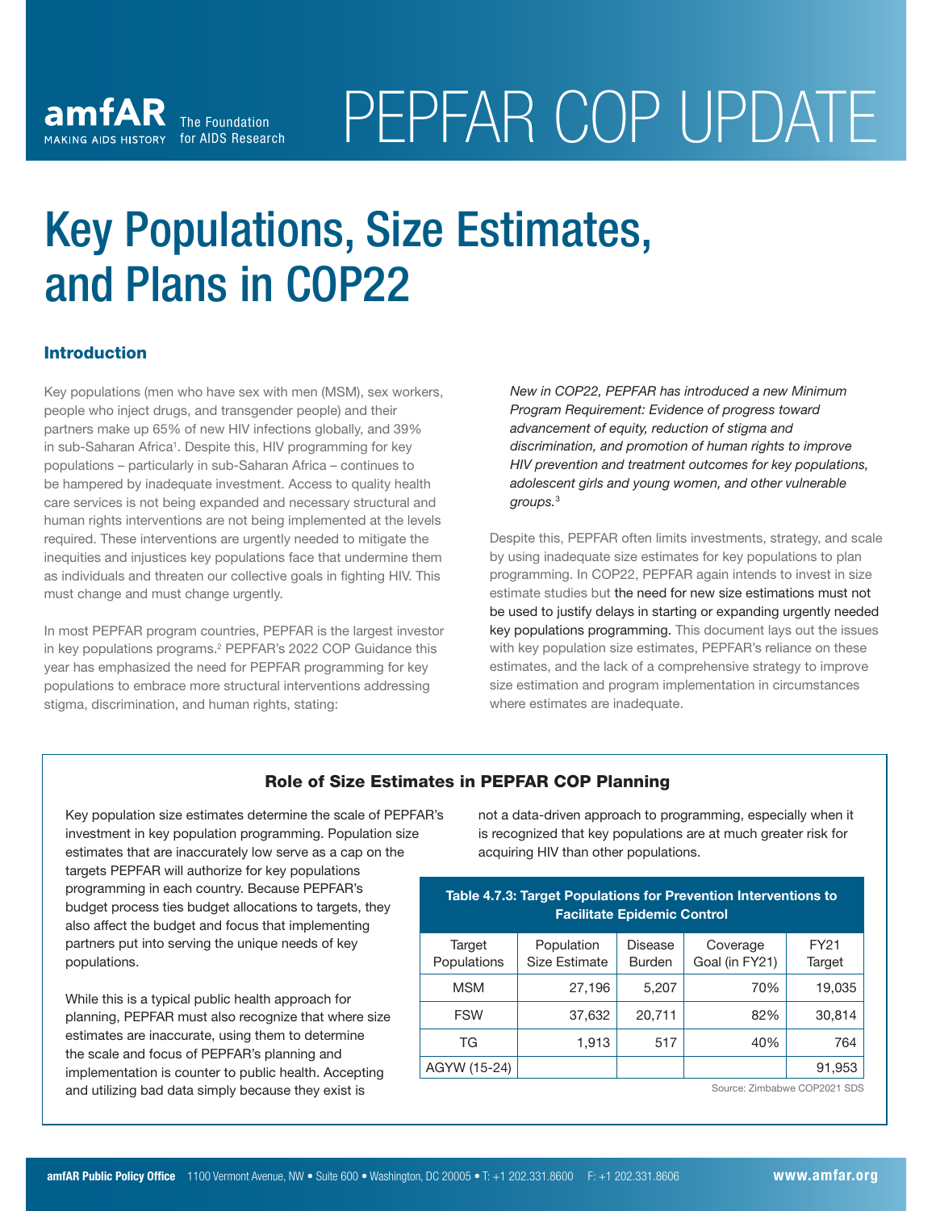amfAR MAKING AIDS HISTORY The Foundation for AIDS Research

# PEPFAR COP UPDATE

# Key Populations, Size Estimates, and Plans in COP22

## Introduction

Key populations (men who have sex with men (MSM), sex workers, people who inject drugs, and transgender people) and their partners make up 65% of new HIV infections globally, and 39% in sub-Saharan Africa[1]. Despite this, HIV programming for key populations – particularly in sub-Saharan Africa – continues to be hampered by inadequate investment. Access to quality health care services is not being expanded and necessary structural and human rights interventions are not being implemented at the levels required. These interventions are urgently needed to mitigate the inequities and injustices key populations face that undermine them as individuals and threaten our collective goals in fighting HIV. This must change and must change urgently.

In most PEPFAR program countries, PEPFAR is the largest investor in key populations programs.[2] PEPFAR's 2022 COP Guidance this year has emphasized the need for PEPFAR programming for key populations to embrace more structural interventions addressing stigma, discrimination, and human rights, stating:

> *New in COP22, PEPFAR has introduced a new Minimum Program Requirement: Evidence of progress toward advancement of equity, reduction of stigma and discrimination, and promotion of human rights to improve HIV prevention and treatment outcomes for key populations, adolescent girls and young women, and other vulnerable groups.*[3]

Despite this, PEPFAR often limits investments, strategy, and scale by using inadequate size estimates for key populations to plan programming. In COP22, PEPFAR again intends to invest in size estimate studies but the need for new size estimations must not be used to justify delays in starting or expanding urgently needed key populations programming. This document lays out the issues with key population size estimates, PEPFAR's reliance on these estimates, and the lack of a comprehensive strategy to improve size estimation and program implementation in circumstances where estimates are inadequate.

### Role of Size Estimates in PEPFAR COP Planning

Key population size estimates determine the scale of PEPFAR's investment in key population programming. Population size estimates that are inaccurately low serve as a cap on the targets PEPFAR will authorize for key populations programming in each country. Because PEPFAR's budget process ties budget allocations to targets, they also affect the budget and focus that implementing partners put into serving the unique needs of key populations.

While this is a typical public health approach for planning, PEPFAR must also recognize that where size estimates are inaccurate, using them to determine the scale and focus of PEPFAR's planning and implementation is counter to public health. Accepting and utilizing bad data simply because they exist is not a data-driven approach to programming, especially when it is recognized that key populations are at much greater risk for acquiring HIV than other populations.

**Table 4.7.3: Target Populations for Prevention Interventions to Facilitate Epidemic Control**

| Target Populations | Population Size Estimate | Disease Burden | Coverage Goal (in FY21) | FY21 Target |
|---|---|---|---|---|
| MSM | 27,196 | 5,207 | 70% | 19,035 |
| FSW | 37,632 | 20,711 | 82% | 30,814 |
| TG | 1,913 | 517 | 40% | 764 |
| AGYW (15-24) | | | | 91,953 |

Source: Zimbabwe COP2021 SDS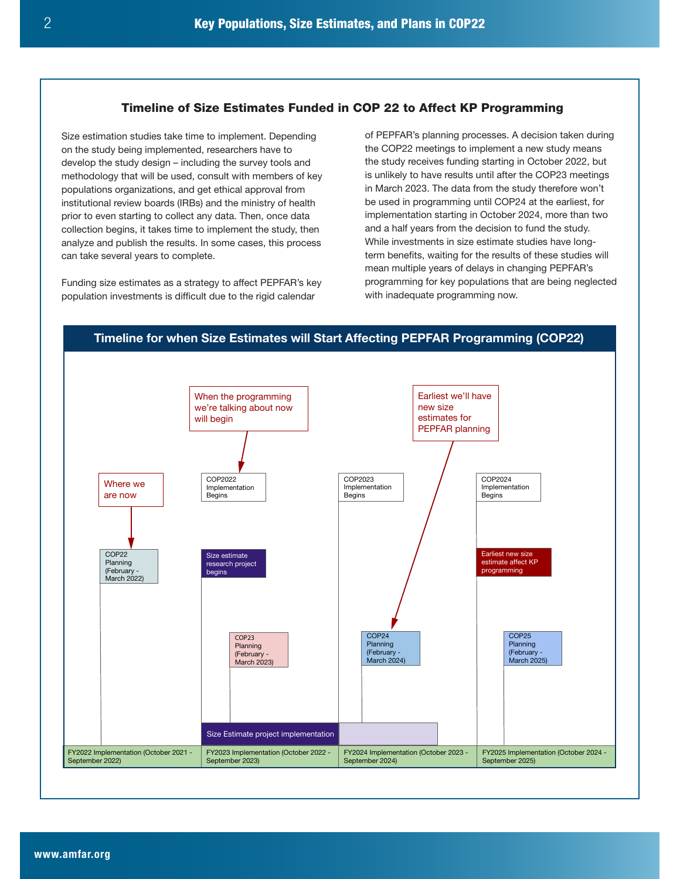### Timeline of Size Estimates Funded in COP 22 to Affect KP Programming

Size estimation studies take time to implement. Depending on the study being implemented, researchers have to develop the study design – including the survey tools and methodology that will be used, consult with members of key populations organizations, and get ethical approval from institutional review boards (IRBs) and the ministry of health prior to even starting to collect any data. Then, once data collection begins, it takes time to implement the study, then analyze and publish the results. In some cases, this process can take several years to complete.

Funding size estimates as a strategy to affect PEPFAR's key population investments is difficult due to the rigid calendar of PEPFAR's planning processes. A decision taken during the COP22 meetings to implement a new study means the study receives funding starting in October 2022, but is unlikely to have results until after the COP23 meetings in March 2023. The data from the study therefore won't be used in programming until COP24 at the earliest, for implementation starting in October 2024, more than two and a half years from the decision to fund the study. While investments in size estimate studies have long-term benefits, waiting for the results of these studies will mean multiple years of delays in changing PEPFAR's programming for key populations that are being neglected with inadequate programming now.

#### Timeline for when Size Estimates will Start Affecting PEPFAR Programming (COP22)

| FY2022 Implementation (October 2021 - September 2022) | FY2023 Implementation (October 2022 - September 2023) | FY2024 Implementation (October 2023 - September 2024) | FY2025 Implementation (October 2024 - September 2025) |
|---|---|---|---|
| COP22 Planning (February - March 2022) — *Where we are now* | COP2022 Implementation Begins — *When the programming we're talking about now will begin* | COP2023 Implementation Begins | COP2024 Implementation Begins |
| | Size estimate research project begins | COP24 Planning (February - March 2024) — *Earliest we'll have new size estimates for PEPFAR planning* | Earliest new size estimate affect KP programming |
| | COP23 Planning (February - March 2023) | | COP25 Planning (February - March 2025) |
| | Size Estimate project implementation | Size Estimate project implementation (continued) | |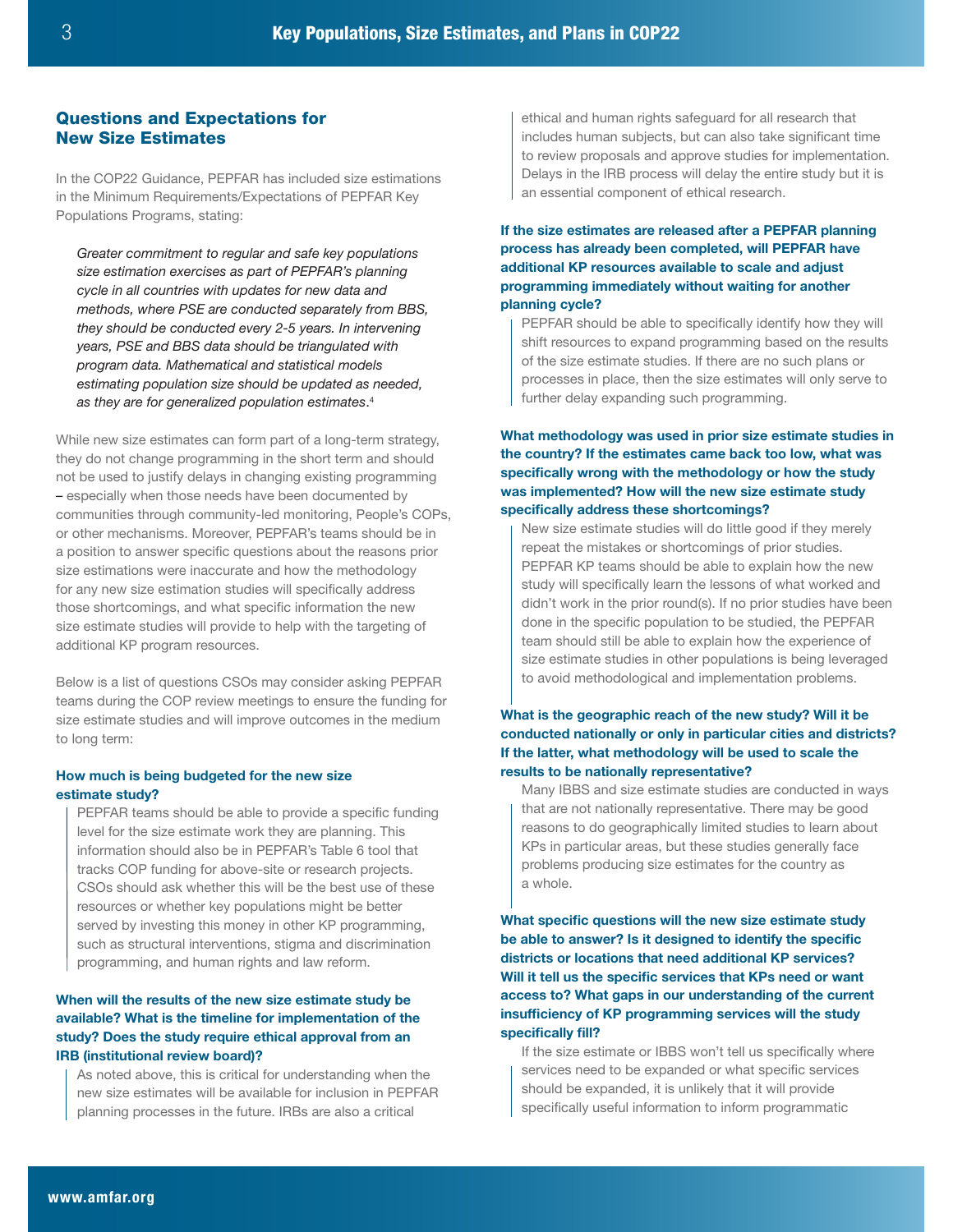## Questions and Expectations for New Size Estimates

In the COP22 Guidance, PEPFAR has included size estimations in the Minimum Requirements/Expectations of PEPFAR Key Populations Programs, stating:

> *Greater commitment to regular and safe key populations size estimation exercises as part of PEPFAR's planning cycle in all countries with updates for new data and methods, where PSE are conducted separately from BBS, they should be conducted every 2-5 years. In intervening years, PSE and BBS data should be triangulated with program data. Mathematical and statistical models estimating population size should be updated as needed, as they are for generalized population estimates*.[4]

While new size estimates can form part of a long-term strategy, they do not change programming in the short term and should not be used to justify delays in changing existing programming – especially when those needs have been documented by communities through community-led monitoring, People's COPs, or other mechanisms. Moreover, PEPFAR's teams should be in a position to answer specific questions about the reasons prior size estimations were inaccurate and how the methodology for any new size estimation studies will specifically address those shortcomings, and what specific information the new size estimate studies will provide to help with the targeting of additional KP program resources.

Below is a list of questions CSOs may consider asking PEPFAR teams during the COP review meetings to ensure the funding for size estimate studies and will improve outcomes in the medium to long term:

**How much is being budgeted for the new size estimate study?**

PEPFAR teams should be able to provide a specific funding level for the size estimate work they are planning. This information should also be in PEPFAR's Table 6 tool that tracks COP funding for above-site or research projects. CSOs should ask whether this will be the best use of these resources or whether key populations might be better served by investing this money in other KP programming, such as structural interventions, stigma and discrimination programming, and human rights and law reform.

**When will the results of the new size estimate study be available? What is the timeline for implementation of the study? Does the study require ethical approval from an IRB (institutional review board)?**

As noted above, this is critical for understanding when the new size estimates will be available for inclusion in PEPFAR planning processes in the future. IRBs are also a critical ethical and human rights safeguard for all research that includes human subjects, but can also take significant time to review proposals and approve studies for implementation. Delays in the IRB process will delay the entire study but it is an essential component of ethical research.

**If the size estimates are released after a PEPFAR planning process has already been completed, will PEPFAR have additional KP resources available to scale and adjust programming immediately without waiting for another planning cycle?**

PEPFAR should be able to specifically identify how they will shift resources to expand programming based on the results of the size estimate studies. If there are no such plans or processes in place, then the size estimates will only serve to further delay expanding such programming.

**What methodology was used in prior size estimate studies in the country? If the estimates came back too low, what was specifically wrong with the methodology or how the study was implemented? How will the new size estimate study specifically address these shortcomings?**

New size estimate studies will do little good if they merely repeat the mistakes or shortcomings of prior studies. PEPFAR KP teams should be able to explain how the new study will specifically learn the lessons of what worked and didn't work in the prior round(s). If no prior studies have been done in the specific population to be studied, the PEPFAR team should still be able to explain how the experience of size estimate studies in other populations is being leveraged to avoid methodological and implementation problems.

**What is the geographic reach of the new study? Will it be conducted nationally or only in particular cities and districts? If the latter, what methodology will be used to scale the results to be nationally representative?**

Many IBBS and size estimate studies are conducted in ways that are not nationally representative. There may be good reasons to do geographically limited studies to learn about KPs in particular areas, but these studies generally face problems producing size estimates for the country as a whole.

**What specific questions will the new size estimate study be able to answer? Is it designed to identify the specific districts or locations that need additional KP services? Will it tell us the specific services that KPs need or want access to? What gaps in our understanding of the current insufficiency of KP programming services will the study specifically fill?**

If the size estimate or IBBS won't tell us specifically where services need to be expanded or what specific services should be expanded, it is unlikely that it will provide specifically useful information to inform programmatic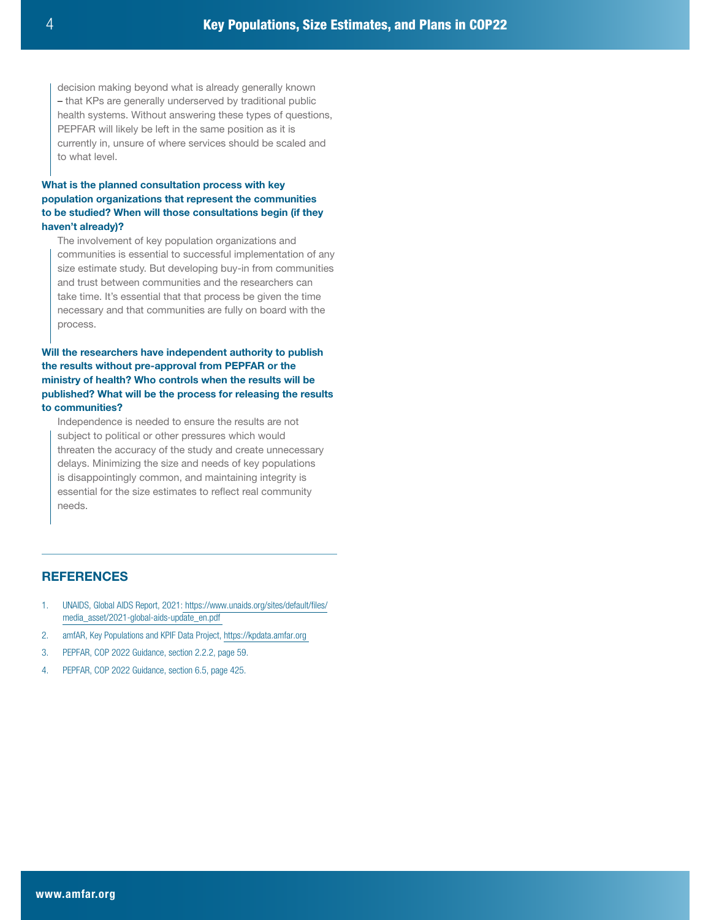decision making beyond what is already generally known – that KPs are generally underserved by traditional public health systems. Without answering these types of questions, PEPFAR will likely be left in the same position as it is currently in, unsure of where services should be scaled and to what level.

**What is the planned consultation process with key population organizations that represent the communities to be studied? When will those consultations begin (if they haven't already)?**

The involvement of key population organizations and communities is essential to successful implementation of any size estimate study. But developing buy-in from communities and trust between communities and the researchers can take time. It's essential that that process be given the time necessary and that communities are fully on board with the process.

**Will the researchers have independent authority to publish the results without pre-approval from PEPFAR or the ministry of health? Who controls when the results will be published? What will be the process for releasing the results to communities?**

Independence is needed to ensure the results are not subject to political or other pressures which would threaten the accuracy of the study and create unnecessary delays. Minimizing the size and needs of key populations is disappointingly common, and maintaining integrity is essential for the size estimates to reflect real community needs.

## REFERENCES

1. UNAIDS, Global AIDS Report, 2021: https://www.unaids.org/sites/default/files/media_asset/2021-global-aids-update_en.pdf
2. amfAR, Key Populations and KPIF Data Project, https://kpdata.amfar.org
3. PEPFAR, COP 2022 Guidance, section 2.2.2, page 59.
4. PEPFAR, COP 2022 Guidance, section 6.5, page 425.